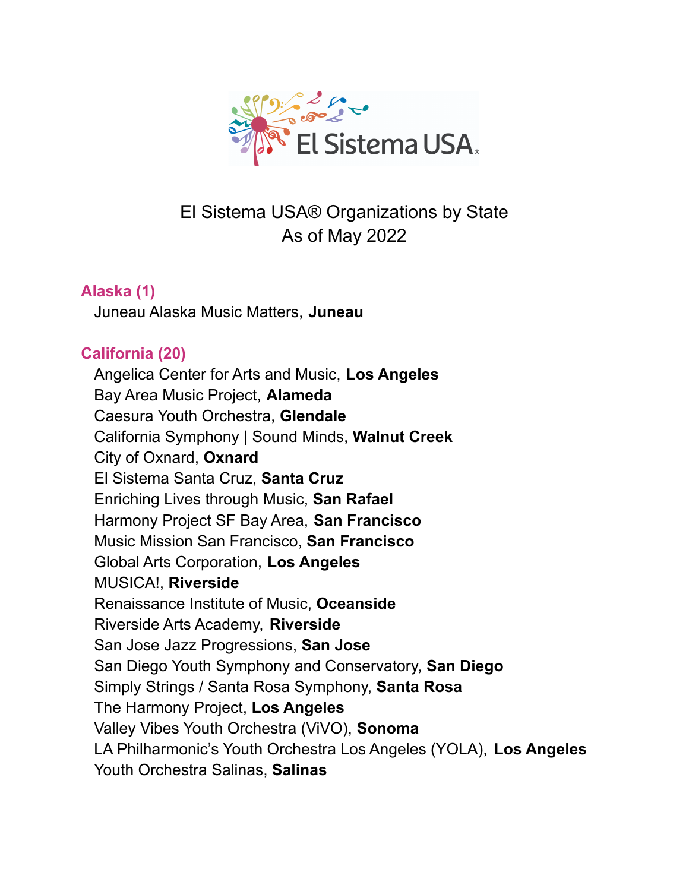# El Sistema USA® Organizations by State
As of May 2022

## Alaska (1)

Juneau Alaska Music Matters, **Juneau**

## California (20)

Angelica Center for Arts and Music, **Los Angeles**
Bay Area Music Project, **Alameda**
Caesura Youth Orchestra, **Glendale**
California Symphony | Sound Minds, **Walnut Creek**
City of Oxnard, **Oxnard**
El Sistema Santa Cruz, **Santa Cruz**
Enriching Lives through Music, **San Rafael**
Harmony Project SF Bay Area, **San Francisco**
Music Mission San Francisco, **San Francisco**
Global Arts Corporation, **Los Angeles**
MUSICA!, **Riverside**
Renaissance Institute of Music, **Oceanside**
Riverside Arts Academy, **Riverside**
San Jose Jazz Progressions, **San Jose**
San Diego Youth Symphony and Conservatory, **San Diego**
Simply Strings / Santa Rosa Symphony, **Santa Rosa**
The Harmony Project, **Los Angeles**
Valley Vibes Youth Orchestra (ViVO), **Sonoma**
LA Philharmonic's Youth Orchestra Los Angeles (YOLA), **Los Angeles**
Youth Orchestra Salinas, **Salinas**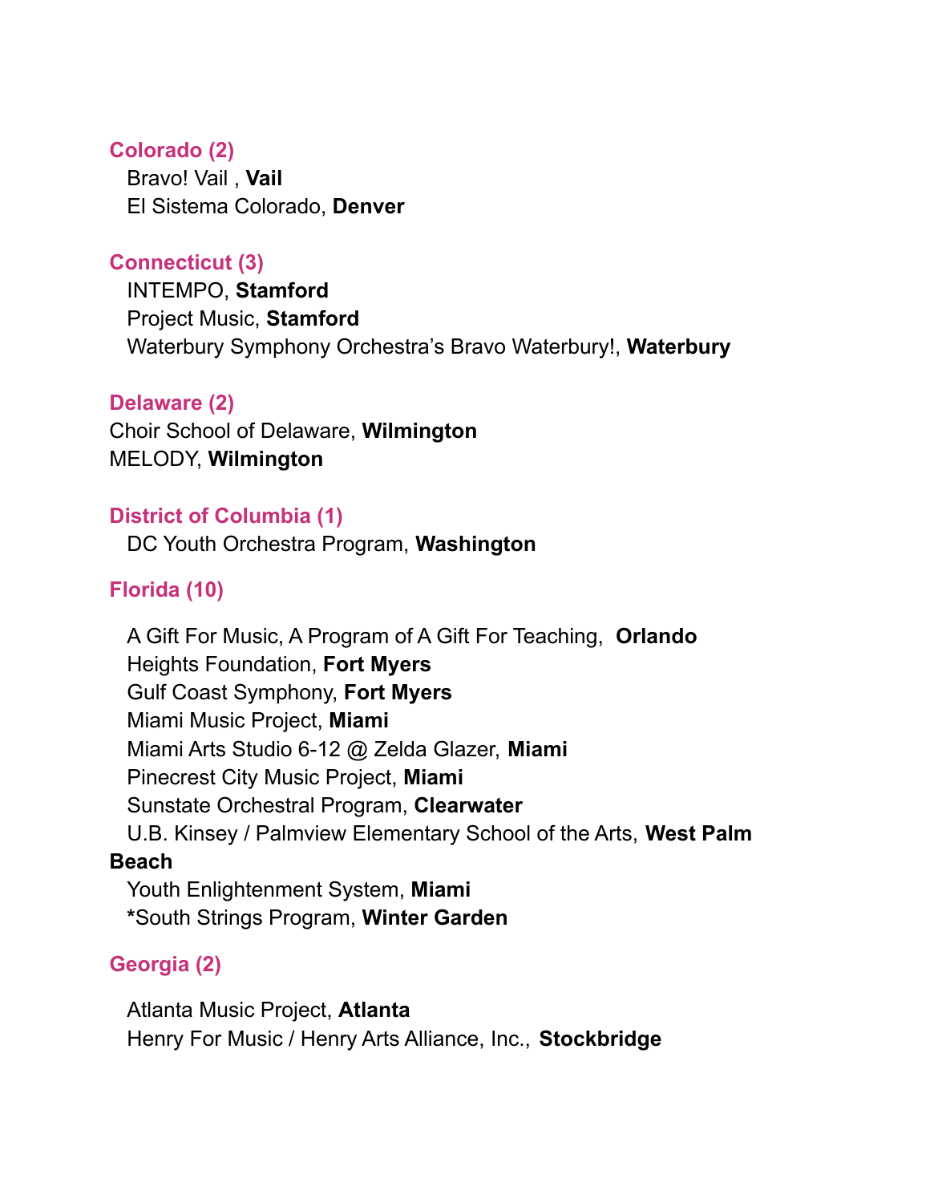## Colorado (2)

Bravo! Vail , **Vail**
El Sistema Colorado, **Denver**

## Connecticut (3)

INTEMPO, **Stamford**
Project Music, **Stamford**
Waterbury Symphony Orchestra's Bravo Waterbury!, **Waterbury**

## Delaware (2)

Choir School of Delaware, **Wilmington**
MELODY, **Wilmington**

## District of Columbia (1)

DC Youth Orchestra Program, **Washington**

## Florida (10)

A Gift For Music, A Program of A Gift For Teaching, **Orlando**
Heights Foundation, **Fort Myers**
Gulf Coast Symphony, **Fort Myers**
Miami Music Project, **Miami**
Miami Arts Studio 6-12 @ Zelda Glazer, **Miami**
Pinecrest City Music Project, **Miami**
Sunstate Orchestral Program, **Clearwater**
U.B. Kinsey / Palmview Elementary School of the Arts, **West Palm Beach**
Youth Enlightenment System, **Miami**
***South Strings Program, Winter Garden**

## Georgia (2)

Atlanta Music Project, **Atlanta**
Henry For Music / Henry Arts Alliance, Inc., **Stockbridge**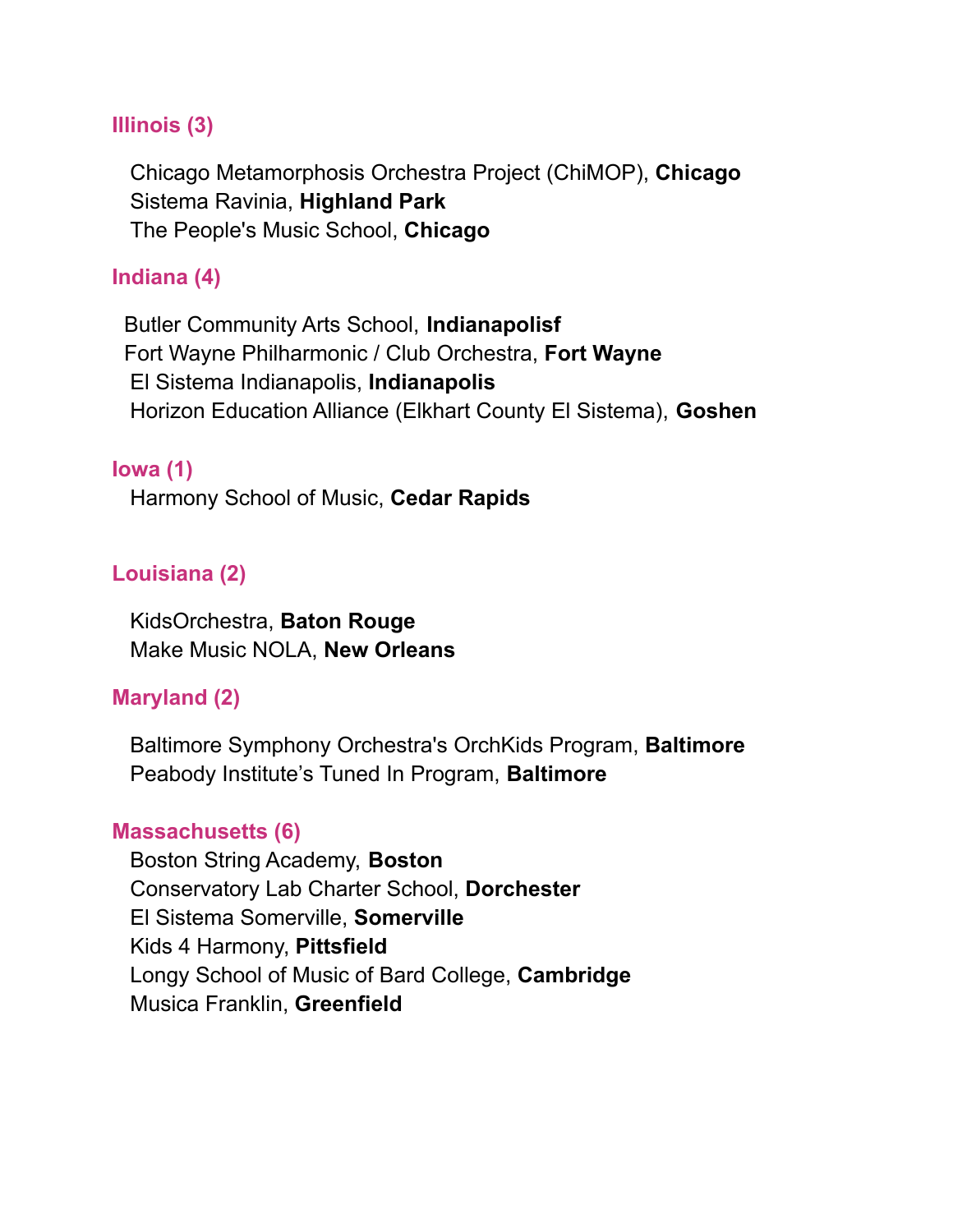## Illinois (3)

Chicago Metamorphosis Orchestra Project (ChiMOP), **Chicago**
Sistema Ravinia, **Highland Park**
The People's Music School, **Chicago**

## Indiana (4)

Butler Community Arts School, **Indianapolisf**
Fort Wayne Philharmonic / Club Orchestra, **Fort Wayne**
El Sistema Indianapolis, **Indianapolis**
Horizon Education Alliance (Elkhart County El Sistema), **Goshen**

## Iowa (1)

Harmony School of Music, **Cedar Rapids**

## Louisiana (2)

KidsOrchestra, **Baton Rouge**
Make Music NOLA, **New Orleans**

## Maryland (2)

Baltimore Symphony Orchestra's OrchKids Program, **Baltimore**
Peabody Institute’s Tuned In Program, **Baltimore**

## Massachusetts (6)

Boston String Academy, **Boston**
Conservatory Lab Charter School, **Dorchester**
El Sistema Somerville, **Somerville**
Kids 4 Harmony, **Pittsfield**
Longy School of Music of Bard College, **Cambridge**
Musica Franklin, **Greenfield**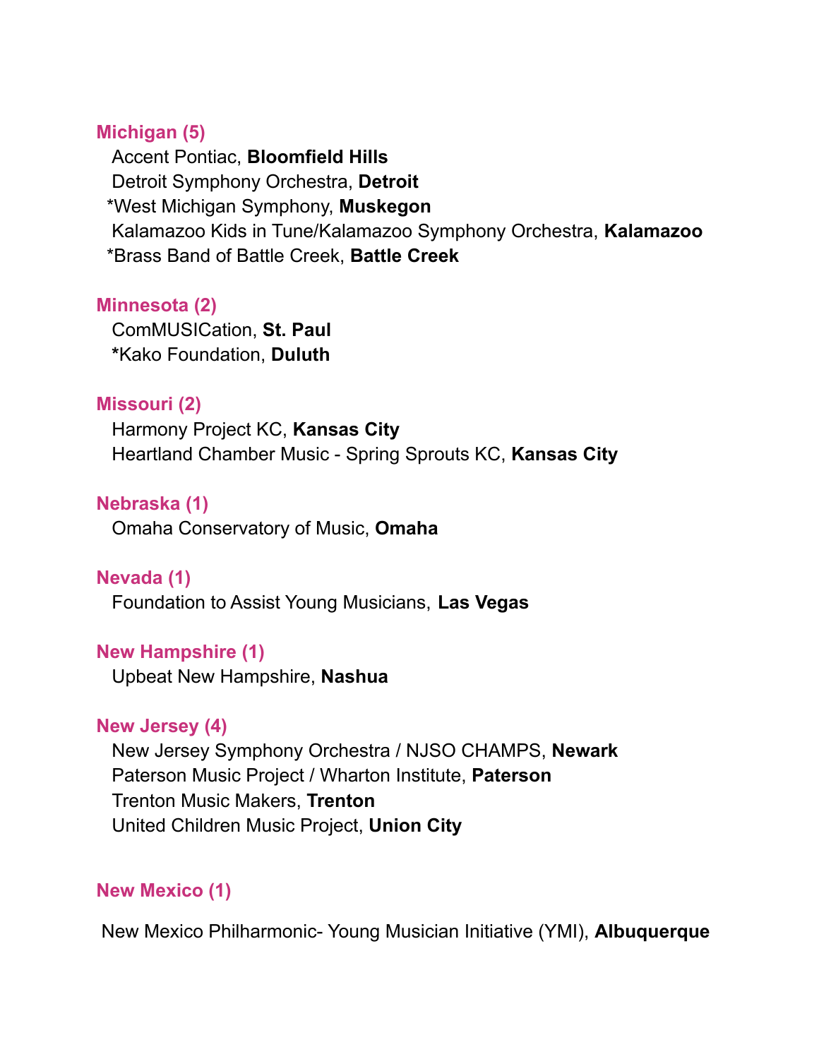## Michigan (5)

Accent Pontiac, **Bloomfield Hills**
Detroit Symphony Orchestra, **Detroit**
*West Michigan Symphony, **Muskegon**
Kalamazoo Kids in Tune/Kalamazoo Symphony Orchestra, **Kalamazoo**
*Brass Band of Battle Creek, **Battle Creek**

## Minnesota (2)

ComMUSICation, **St. Paul**
***Kako Foundation, **Duluth**

## Missouri (2)

Harmony Project KC, **Kansas City**
Heartland Chamber Music - Spring Sprouts KC, **Kansas City**

## Nebraska (1)

Omaha Conservatory of Music, **Omaha**

## Nevada (1)

Foundation to Assist Young Musicians, **Las Vegas**

## New Hampshire (1)

Upbeat New Hampshire, **Nashua**

## New Jersey (4)

New Jersey Symphony Orchestra / NJSO CHAMPS, **Newark**
Paterson Music Project / Wharton Institute, **Paterson**
Trenton Music Makers, **Trenton**
United Children Music Project, **Union City**

## New Mexico (1)

New Mexico Philharmonic- Young Musician Initiative (YMI), **Albuquerque**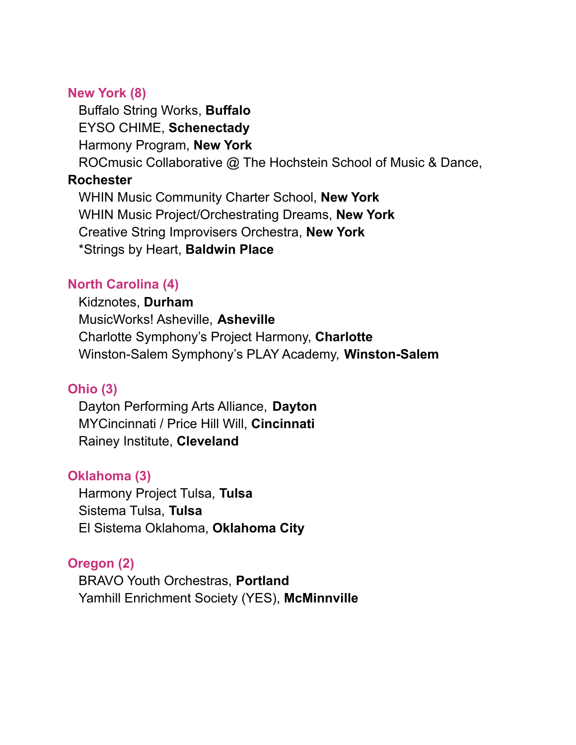## New York (8)

Buffalo String Works, **Buffalo**
EYSO CHIME, **Schenectady**
Harmony Program, **New York**
ROCmusic Collaborative @ The Hochstein School of Music & Dance, **Rochester**
WHIN Music Community Charter School, **New York**
WHIN Music Project/Orchestrating Dreams, **New York**
Creative String Improvisers Orchestra, **New York**
*Strings by Heart, **Baldwin Place**

## North Carolina (4)

Kidznotes, **Durham**
MusicWorks! Asheville, **Asheville**
Charlotte Symphony's Project Harmony, **Charlotte**
Winston-Salem Symphony's PLAY Academy, **Winston-Salem**

## Ohio (3)

Dayton Performing Arts Alliance, **Dayton**
MYCincinnati / Price Hill Will, **Cincinnati**
Rainey Institute, **Cleveland**

## Oklahoma (3)

Harmony Project Tulsa, **Tulsa**
Sistema Tulsa, **Tulsa**
El Sistema Oklahoma, **Oklahoma City**

## Oregon (2)

BRAVO Youth Orchestras, **Portland**
Yamhill Enrichment Society (YES), **McMinnville**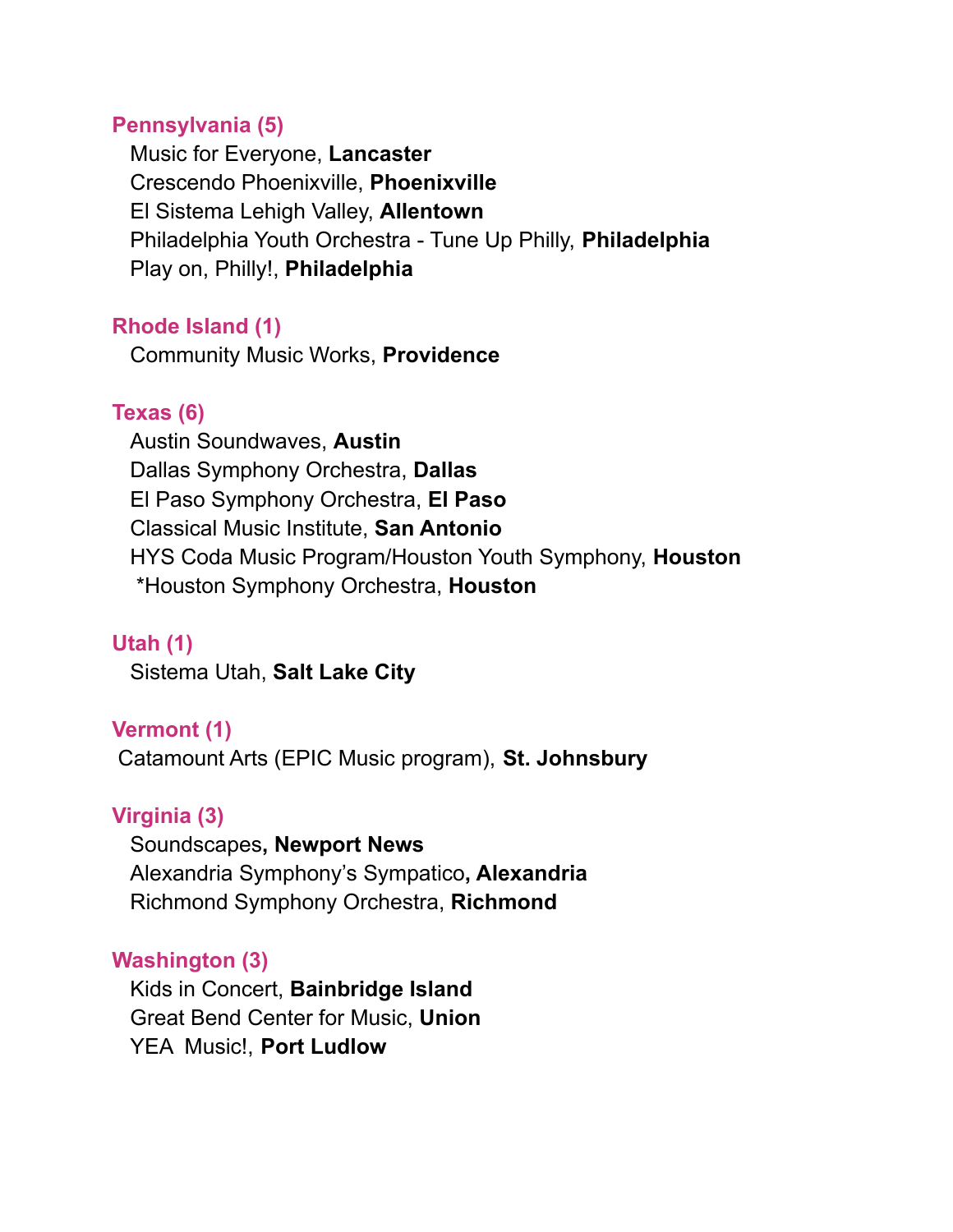## Pennsylvania (5)

Music for Everyone, **Lancaster**
Crescendo Phoenixville, **Phoenixville**
El Sistema Lehigh Valley, **Allentown**
Philadelphia Youth Orchestra - Tune Up Philly, **Philadelphia**
Play on, Philly!, **Philadelphia**

## Rhode Island (1)

Community Music Works, **Providence**

## Texas (6)

Austin Soundwaves, **Austin**
Dallas Symphony Orchestra, **Dallas**
El Paso Symphony Orchestra, **El Paso**
Classical Music Institute, **San Antonio**
HYS Coda Music Program/Houston Youth Symphony, **Houston**
*Houston Symphony Orchestra, **Houston**

## Utah (1)

Sistema Utah, **Salt Lake City**

## Vermont (1)

Catamount Arts (EPIC Music program), **St. Johnsbury**

## Virginia (3)

Soundscapes**, Newport News**
Alexandria Symphony's Sympatico**, Alexandria**
Richmond Symphony Orchestra, **Richmond**

## Washington (3)

Kids in Concert, **Bainbridge Island**
Great Bend Center for Music, **Union**
YEA Music!, **Port Ludlow**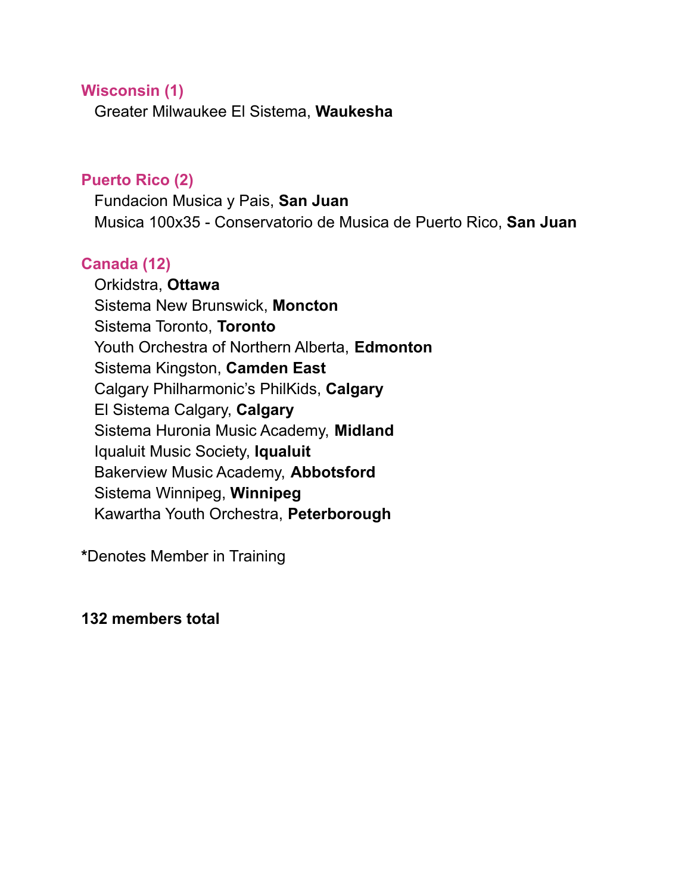## Wisconsin (1)

Greater Milwaukee El Sistema, **Waukesha**

## Puerto Rico (2)

Fundacion Musica y Pais, **San Juan**
Musica 100x35 - Conservatorio de Musica de Puerto Rico, **San Juan**

## Canada (12)

Orkidstra, **Ottawa**
Sistema New Brunswick, **Moncton**
Sistema Toronto, **Toronto**
Youth Orchestra of Northern Alberta, **Edmonton**
Sistema Kingston, **Camden East**
Calgary Philharmonic's PhilKids, **Calgary**
El Sistema Calgary, **Calgary**
Sistema Huronia Music Academy, **Midland**
Iqualuit Music Society, **Iqualuit**
Bakerview Music Academy, **Abbotsford**
Sistema Winnipeg, **Winnipeg**
Kawartha Youth Orchestra, **Peterborough**

**\***Denotes Member in Training

**132 members total**